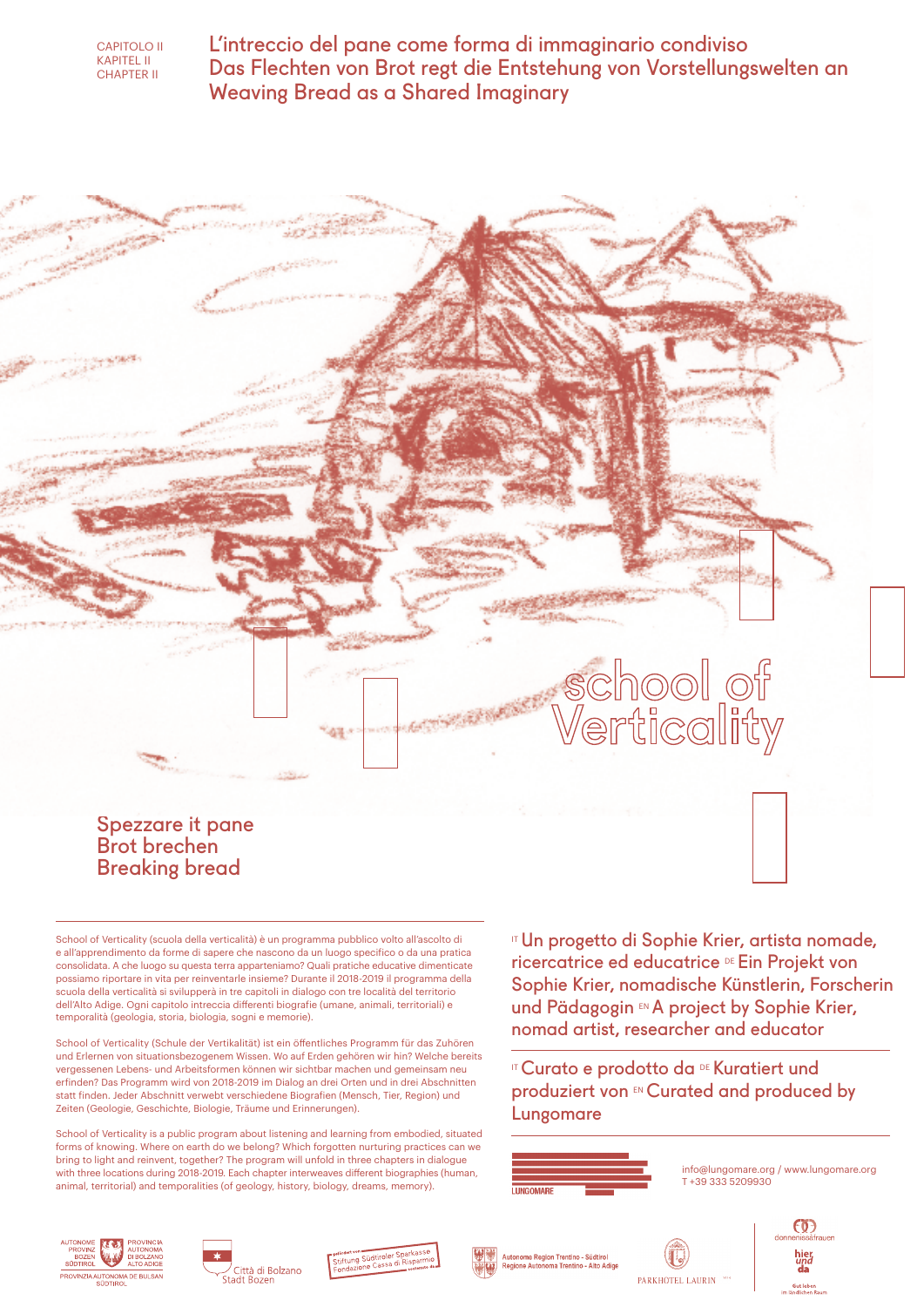CAPITOLO II
KAPITEL II
CHAPTER II

# L'intreccio del pane come forma di immaginario condiviso
# Das Flechten von Brot regt die Entstehung von Vorstellungswelten an
# Weaving Bread as a Shared Imaginary

school of Verticality

## Spezzare it pane
## Brot brechen
## Breaking bread

School of Verticality (scuola della verticalità) è un programma pubblico volto all'ascolto di e all'apprendimento da forme di sapere che nascono da un luogo specifico o da una pratica consolidata. A che luogo su questa terra apparteniamo? Quali pratiche educative dimenticate possiamo riportare in vita per reinventarle insieme? Durante il 2018-2019 il programma della scuola della verticalità si svilupperà in tre capitoli in dialogo con tre località del territorio dell'Alto Adige. Ogni capitolo intreccia differenti biografie (umane, animali, territoriali) e temporalità (geologia, storia, biologia, sogni e memorie).

School of Verticality (Schule der Vertikalität) ist ein öffentliches Programm für das Zuhören und Erlernen von situationsbezogenem Wissen. Wo auf Erden gehören wir hin? Welche bereits vergessenen Lebens- und Arbeitsformen können wir sichtbar machen und gemeinsam neu erfinden? Das Programm wird von 2018-2019 im Dialog an drei Orten und in drei Abschnitten statt finden. Jeder Abschnitt verwebt verschiedene Biografien (Mensch, Tier, Region) und Zeiten (Geologie, Geschichte, Biologie, Träume und Erinnerungen).

School of Verticality is a public program about listening and learning from embodied, situated forms of knowing. Where on earth do we belong? Which forgotten nurturing practices can we bring to light and reinvent, together? The program will unfold in three chapters in dialogue with three locations during 2018-2019. Each chapter interweaves different biographies (human, animal, territorial) and temporalities (of geology, history, biology, dreams, memory).

IT Un progetto di Sophie Krier, artista nomade, ricercatrice ed educatrice DE Ein Projekt von Sophie Krier, nomadische Künstlerin, Forscherin und Pädagogin EN A project by Sophie Krier, nomad artist, researcher and educator

IT Curato e prodotto da DE Kuratiert und produziert von EN Curated and produced by Lungomare

LUNGOMARE

info@lungomare.org / www.lungomare.org
T +39 333 5209930

Autonome Provinz Bozen Südtirol – Provincia Autonoma di Bolzano Alto Adige – Provinzia Autonoma de Bulsan Südtirol

Città di Bolzano – Stadt Bozen

gefördert von Stiftung Südtiroler Sparkasse – sostenuto da Fondazione Cassa di Risparmio

Autonome Region Trentino - Südtirol – Regione Autonoma Trentino - Alto Adige

PARKHOTEL LAURIN

donnenissafrauen – hier und da – Gut leben im ländlichen Raum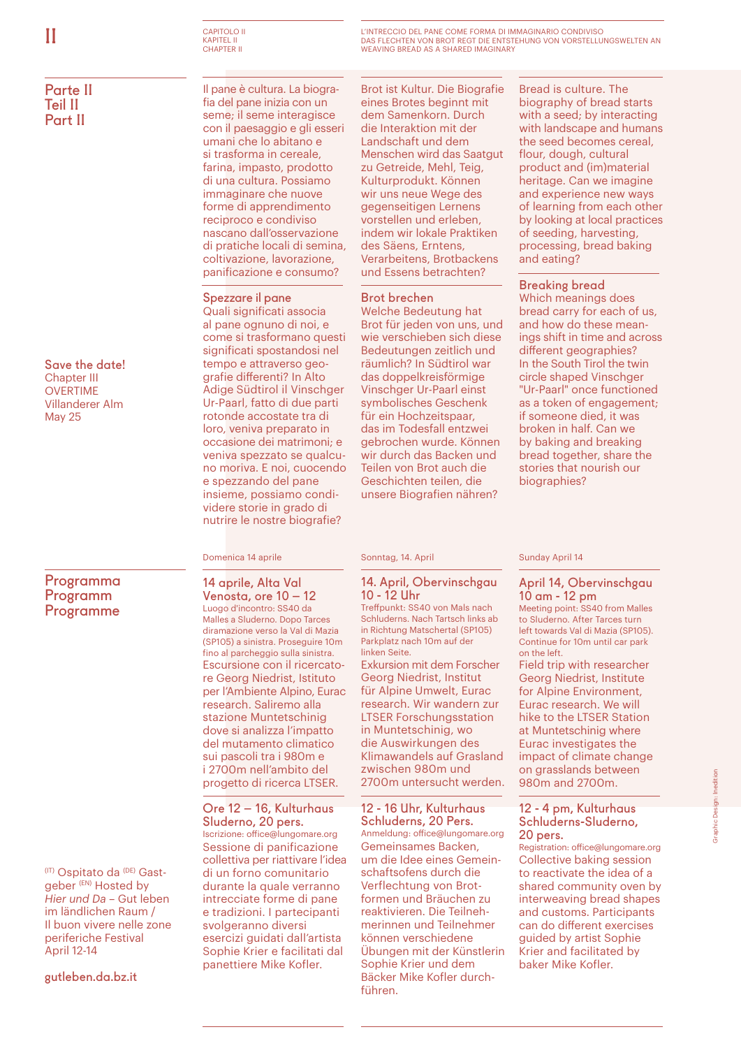# II

CAPITOLO II
KAPITEL II
CHAPTER II

L'INTRECCIO DEL PANE COME FORMA DI IMMAGINARIO CONDIVISO
DAS FLECHTEN VON BROT REGT DIE ENTSTEHUNG VON VORSTELLUNGSWELTEN AN
WEAVING BREAD AS A SHARED IMAGINARY

## Parte II
## Teil II
## Part II

Il pane è cultura. La biografia del pane inizia con un seme; il seme interagisce con il paesaggio e gli esseri umani che lo abitano e si trasforma in cereale, farina, impasto, prodotto di una cultura. Possiamo immaginare che nuove forme di apprendimento reciproco e condiviso nascano dall'osservazione di pratiche locali di semina, coltivazione, lavorazione, panificazione e consumo?

### Spezzare il pane

Quali significati associa al pane ognuno di noi, e come si trasformano questi significati spostandosi nel tempo e attraverso geografie differenti? In Alto Adige Südtirol il Vinschger Ur-Paarl, fatto di due parti rotonde accostate tra di loro, veniva preparato in occasione dei matrimoni; e veniva spezzato se qualcuno moriva. E noi, cuocendo e spezzando del pane insieme, possiamo condividere storie in grado di nutrire le nostre biografie?

Brot ist Kultur. Die Biografie eines Brotes beginnt mit dem Samenkorn. Durch die Interaktion mit der Landschaft und dem Menschen wird das Saatgut zu Getreide, Mehl, Teig, Kulturprodukt. Können wir uns neue Wege des gegenseitigen Lernens vorstellen und erleben, indem wir lokale Praktiken des Säens, Erntens, Verarbeitens, Brotbackens und Essens betrachten?

### Brot brechen

Welche Bedeutung hat Brot für jeden von uns, und wie verschieben sich diese Bedeutungen zeitlich und räumlich? In Südtirol war das doppelkreisförmige Vinschger Ur-Paarl einst symbolisches Geschenk für ein Hochzeitspaar, das im Todesfall entzwei gebrochen wurde. Können wir durch das Backen und Teilen von Brot auch die Geschichten teilen, die unsere Biografien nähren?

Bread is culture. The biography of bread starts with a seed; by interacting with landscape and humans the seed becomes cereal, flour, dough, cultural product and (im)material heritage. Can we imagine and experience new ways of learning from each other by looking at local practices of seeding, harvesting, processing, bread baking and eating?

### Breaking bread

Which meanings does bread carry for each of us, and how do these meanings shift in time and across different geographies? In the South Tirol the twin circle shaped Vinschger "Ur-Paarl" once functioned as a token of engagement; if someone died, it was broken in half. Can we by baking and breaking bread together, share the stories that nourish our biographies?

Save the date!
Chapter III
OVERTIME
Villanderer Alm
May 25

## Programma
## Programm
## Programme

Domenica 14 aprile

### 14 aprile, Alta Val Venosta, ore 10 — 12

Luogo d'incontro: SS40 da Malles a Sluderno. Dopo Tarces diramazione verso la Val di Mazia (SP105) a sinistra. Proseguire 10m fino al parcheggio sulla sinistra.

Escursione con il ricercatore Georg Niedrist, Istituto per l'Ambiente Alpino, Eurac research. Saliremo alla stazione Muntetschinig dove si analizza l'impatto del mutamento climatico sui pascoli tra i 980m e i 2700m nell'ambito del progetto di ricerca LTSER.

### Ore 12 — 16, Kulturhaus Sluderno, 20 pers.

Iscrizione: office@lungomare.org

Sessione di panificazione collettiva per riattivare l'idea di un forno comunitario durante la quale verranno intrecciate forme di pane e tradizioni. I partecipanti svolgeranno diversi esercizi guidati dall'artista Sophie Krier e facilitati dal panettiere Mike Kofler.

Sonntag, 14. April

### 14. April, Obervinschgau 10 - 12 Uhr

Treffpunkt: SS40 von Mals nach Schluderns. Nach Tartsch links ab in Richtung Matschertal (SP105) Parkplatz nach 10m auf der linken Seite.

Exkursion mit dem Forscher Georg Niedrist, Institut für Alpine Umwelt, Eurac research. Wir wandern zur LTSER Forschungsstation in Muntetschinig, wo die Auswirkungen des Klimawandels auf Grasland zwischen 980m und 2700m untersucht werden.

### 12 - 16 Uhr, Kulturhaus Schluderns, 20 Pers.

Anmeldung: office@lungomare.org

Gemeinsames Backen, um die Idee eines Gemeinschaftsofens durch die Verflechtung von Brotformen und Bräuchen zu reaktivieren. Die Teilnehmerinnen und Teilnehmer können verschiedene Übungen mit der Künstlerin Sophie Krier und dem Bäcker Mike Kofler durchführen.

Sunday April 14

### April 14, Obervinschgau 10 am - 12 pm

Meeting point: SS40 from Malles to Sluderno. After Tarces turn left towards Val di Mazia (SP105). Continue for 10m until car park on the left.

Field trip with researcher Georg Niedrist, Institute for Alpine Environment, Eurac research. We will hike to the LTSER Station at Muntetschinig where Eurac investigates the impact of climate change on grasslands between 980m and 2700m.

### 12 - 4 pm, Kulturhaus Schluderns-Sluderno, 20 pers.

Registration: office@lungomare.org

Collective baking session to reactivate the idea of a shared community oven by interweaving bread shapes and customs. Participants can do different exercises guided by artist Sophie Krier and facilitated by baker Mike Kofler.

(IT) Ospitato da (DE) Gastgeber (EN) Hosted by *Hier und Da* – Gut leben im ländlichen Raum / Il buon vivere nelle zone periferiche Festival
April 12-14

gutleben.da.bz.it

Graphic Design: Inedition